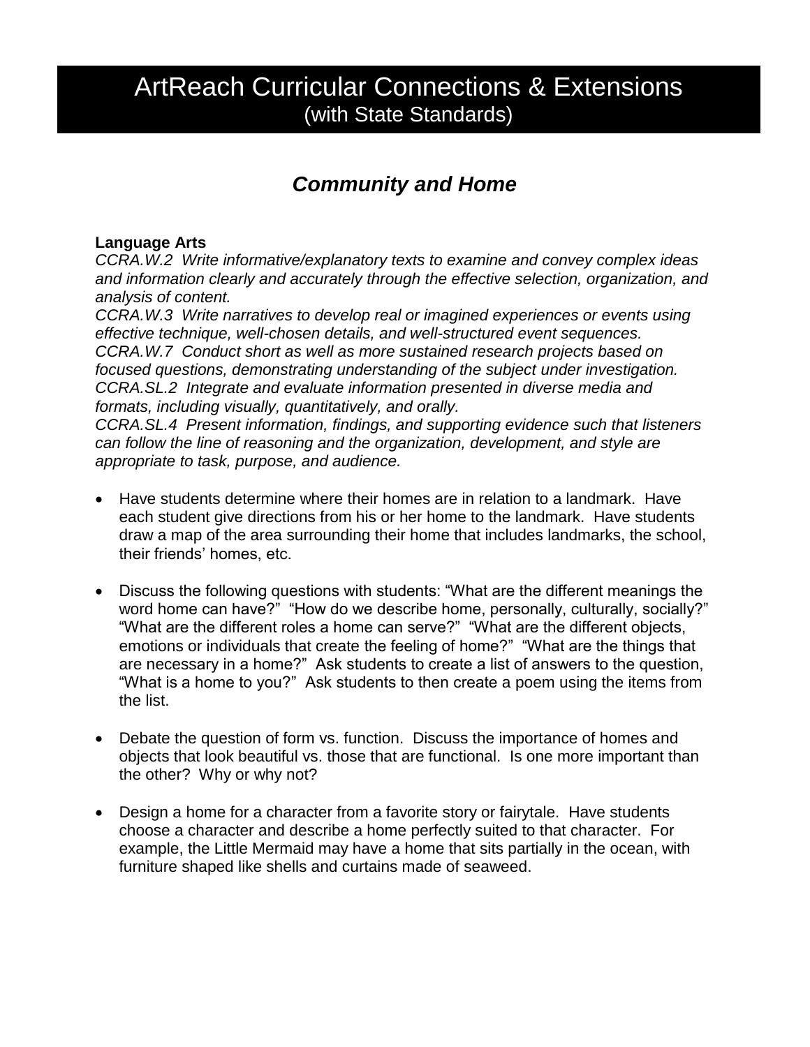# ArtReach Curricular Connections & Extensions
(with State Standards)

## *Community and Home*

**Language Arts**

*CCRA.W.2 Write informative/explanatory texts to examine and convey complex ideas and information clearly and accurately through the effective selection, organization, and analysis of content.*
*CCRA.W.3 Write narratives to develop real or imagined experiences or events using effective technique, well-chosen details, and well-structured event sequences.*
*CCRA.W.7 Conduct short as well as more sustained research projects based on focused questions, demonstrating understanding of the subject under investigation.*
*CCRA.SL.2 Integrate and evaluate information presented in diverse media and formats, including visually, quantitatively, and orally.*
*CCRA.SL.4 Present information, findings, and supporting evidence such that listeners can follow the line of reasoning and the organization, development, and style are appropriate to task, purpose, and audience.*

- Have students determine where their homes are in relation to a landmark. Have each student give directions from his or her home to the landmark. Have students draw a map of the area surrounding their home that includes landmarks, the school, their friends' homes, etc.

- Discuss the following questions with students: "What are the different meanings the word home can have?" "How do we describe home, personally, culturally, socially?" "What are the different roles a home can serve?" "What are the different objects, emotions or individuals that create the feeling of home?" "What are the things that are necessary in a home?" Ask students to create a list of answers to the question, "What is a home to you?" Ask students to then create a poem using the items from the list.

- Debate the question of form vs. function. Discuss the importance of homes and objects that look beautiful vs. those that are functional. Is one more important than the other? Why or why not?

- Design a home for a character from a favorite story or fairytale. Have students choose a character and describe a home perfectly suited to that character. For example, the Little Mermaid may have a home that sits partially in the ocean, with furniture shaped like shells and curtains made of seaweed.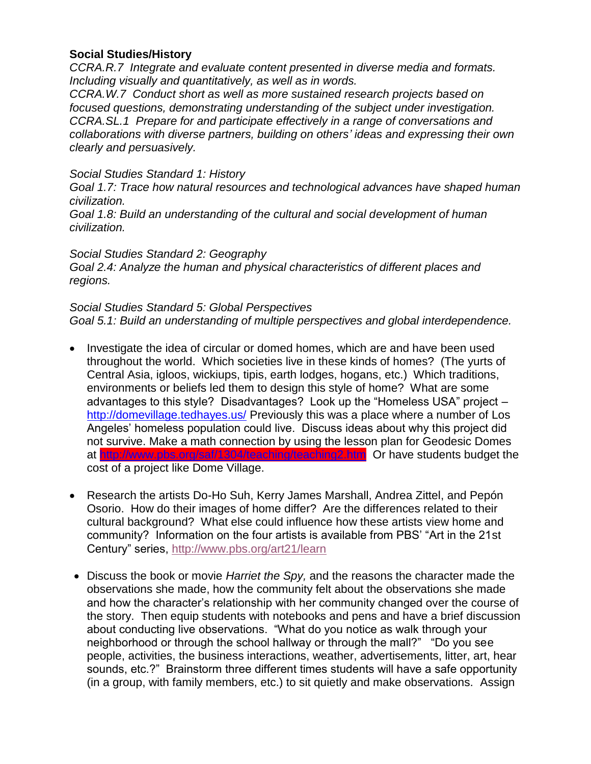**Social Studies/History**

*CCRA.R.7 Integrate and evaluate content presented in diverse media and formats. Including visually and quantitatively, as well as in words.*
*CCRA.W.7 Conduct short as well as more sustained research projects based on focused questions, demonstrating understanding of the subject under investigation.*
*CCRA.SL.1 Prepare for and participate effectively in a range of conversations and collaborations with diverse partners, building on others' ideas and expressing their own clearly and persuasively.*

*Social Studies Standard 1: History*
*Goal 1.7: Trace how natural resources and technological advances have shaped human civilization.*
*Goal 1.8: Build an understanding of the cultural and social development of human civilization.*

*Social Studies Standard 2: Geography*
*Goal 2.4: Analyze the human and physical characteristics of different places and regions.*

*Social Studies Standard 5: Global Perspectives*
*Goal 5.1: Build an understanding of multiple perspectives and global interdependence.*

- Investigate the idea of circular or domed homes, which are and have been used throughout the world. Which societies live in these kinds of homes? (The yurts of Central Asia, igloos, wickiups, tipis, earth lodges, hogans, etc.) Which traditions, environments or beliefs led them to design this style of home? What are some advantages to this style? Disadvantages? Look up the "Homeless USA" project – http://domevillage.tedhayes.us/ Previously this was a place where a number of Los Angeles' homeless population could live. Discuss ideas about why this project did not survive. Make a math connection by using the lesson plan for Geodesic Domes at http://www.pbs.org/saf/1304/teaching/teaching2.htm Or have students budget the cost of a project like Dome Village.

- Research the artists Do-Ho Suh, Kerry James Marshall, Andrea Zittel, and Pepón Osorio. How do their images of home differ? Are the differences related to their cultural background? What else could influence how these artists view home and community? Information on the four artists is available from PBS' "Art in the 21st Century" series, http://www.pbs.org/art21/learn

- Discuss the book or movie *Harriet the Spy,* and the reasons the character made the observations she made, how the community felt about the observations she made and how the character's relationship with her community changed over the course of the story. Then equip students with notebooks and pens and have a brief discussion about conducting live observations. "What do you notice as walk through your neighborhood or through the school hallway or through the mall?" "Do you see people, activities, the business interactions, weather, advertisements, litter, art, hear sounds, etc.?" Brainstorm three different times students will have a safe opportunity (in a group, with family members, etc.) to sit quietly and make observations. Assign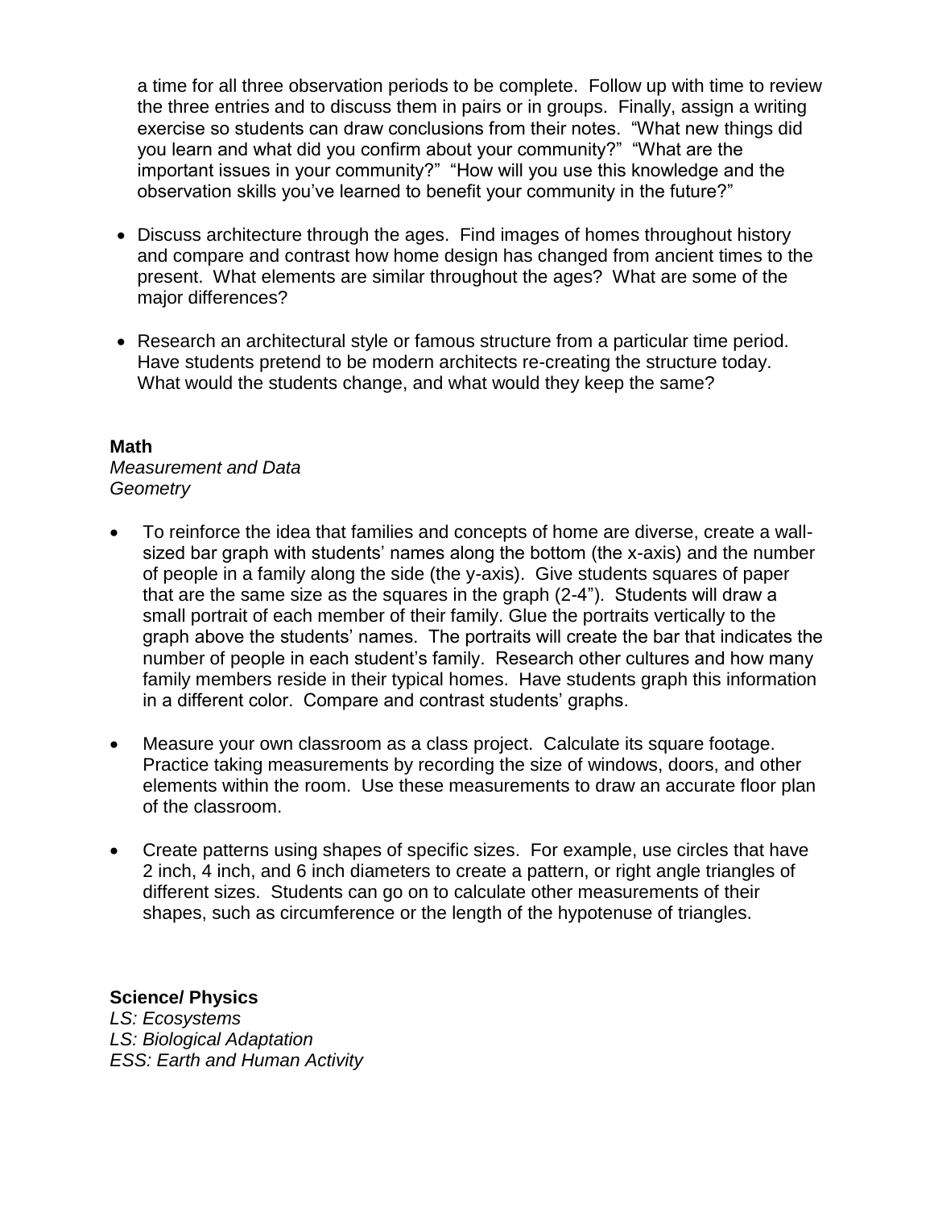a time for all three observation periods to be complete. Follow up with time to review the three entries and to discuss them in pairs or in groups. Finally, assign a writing exercise so students can draw conclusions from their notes. "What new things did you learn and what did you confirm about your community?" "What are the important issues in your community?" "How will you use this knowledge and the observation skills you've learned to benefit your community in the future?"

- Discuss architecture through the ages. Find images of homes throughout history and compare and contrast how home design has changed from ancient times to the present. What elements are similar throughout the ages? What are some of the major differences?

- Research an architectural style or famous structure from a particular time period. Have students pretend to be modern architects re-creating the structure today. What would the students change, and what would they keep the same?

**Math**
*Measurement and Data*
*Geometry*

- To reinforce the idea that families and concepts of home are diverse, create a wall-sized bar graph with students' names along the bottom (the x-axis) and the number of people in a family along the side (the y-axis). Give students squares of paper that are the same size as the squares in the graph (2-4"). Students will draw a small portrait of each member of their family. Glue the portraits vertically to the graph above the students' names. The portraits will create the bar that indicates the number of people in each student's family. Research other cultures and how many family members reside in their typical homes. Have students graph this information in a different color. Compare and contrast students' graphs.

- Measure your own classroom as a class project. Calculate its square footage. Practice taking measurements by recording the size of windows, doors, and other elements within the room. Use these measurements to draw an accurate floor plan of the classroom.

- Create patterns using shapes of specific sizes. For example, use circles that have 2 inch, 4 inch, and 6 inch diameters to create a pattern, or right angle triangles of different sizes. Students can go on to calculate other measurements of their shapes, such as circumference or the length of the hypotenuse of triangles.

**Science/ Physics**
*LS: Ecosystems*
*LS: Biological Adaptation*
*ESS: Earth and Human Activity*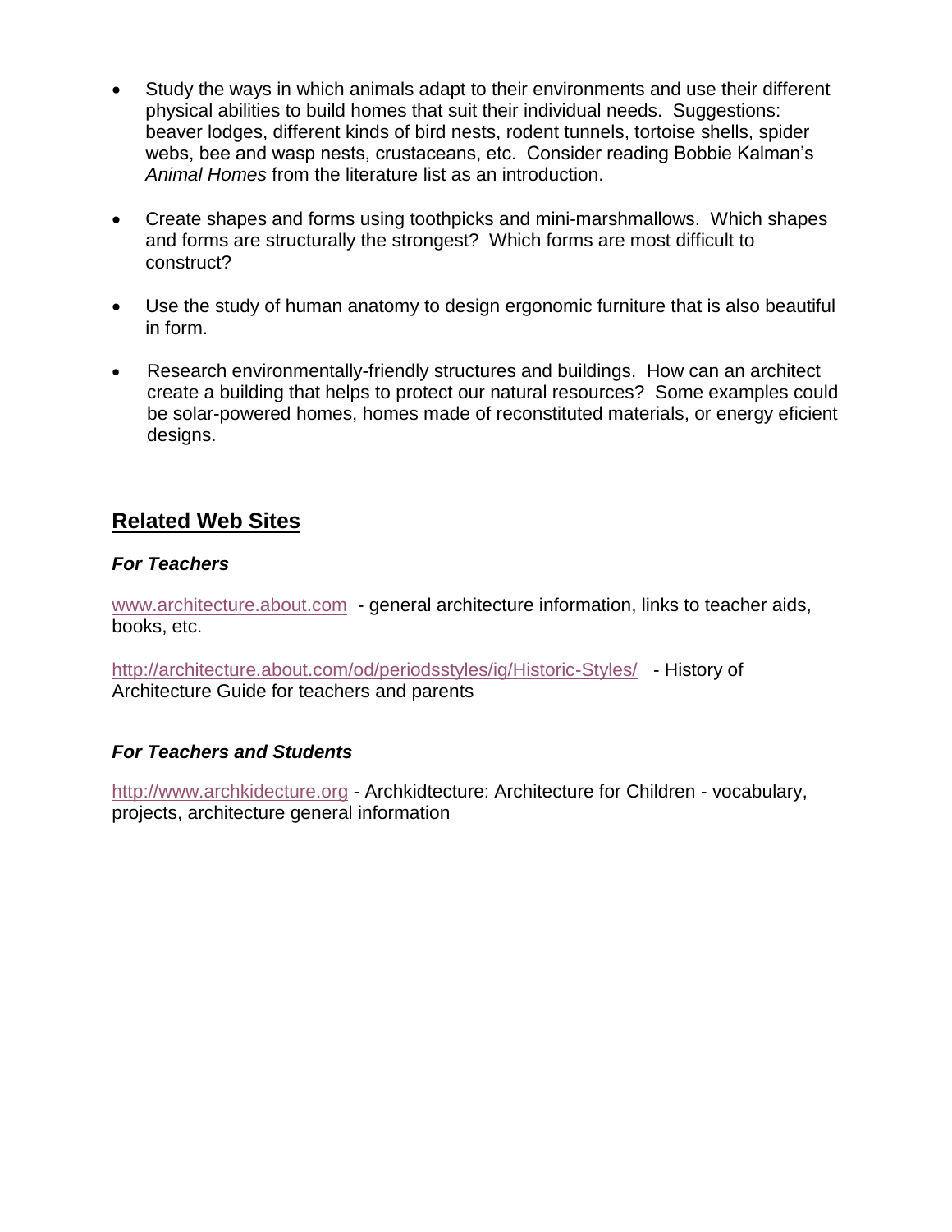- Study the ways in which animals adapt to their environments and use their different physical abilities to build homes that suit their individual needs. Suggestions: beaver lodges, different kinds of bird nests, rodent tunnels, tortoise shells, spider webs, bee and wasp nests, crustaceans, etc. Consider reading Bobbie Kalman's *Animal Homes* from the literature list as an introduction.

- Create shapes and forms using toothpicks and mini-marshmallows. Which shapes and forms are structurally the strongest? Which forms are most difficult to construct?

- Use the study of human anatomy to design ergonomic furniture that is also beautiful in form.

- Research environmentally-friendly structures and buildings. How can an architect create a building that helps to protect our natural resources? Some examples could be solar-powered homes, homes made of reconstituted materials, or energy eficient designs.

## Related Web Sites

### *For Teachers*

www.architecture.about.com - general architecture information, links to teacher aids, books, etc.

http://architecture.about.com/od/periodsstyles/ig/Historic-Styles/ - History of Architecture Guide for teachers and parents

### *For Teachers and Students*

http://www.archkidecture.org - Archkidtecture: Architecture for Children - vocabulary, projects, architecture general information